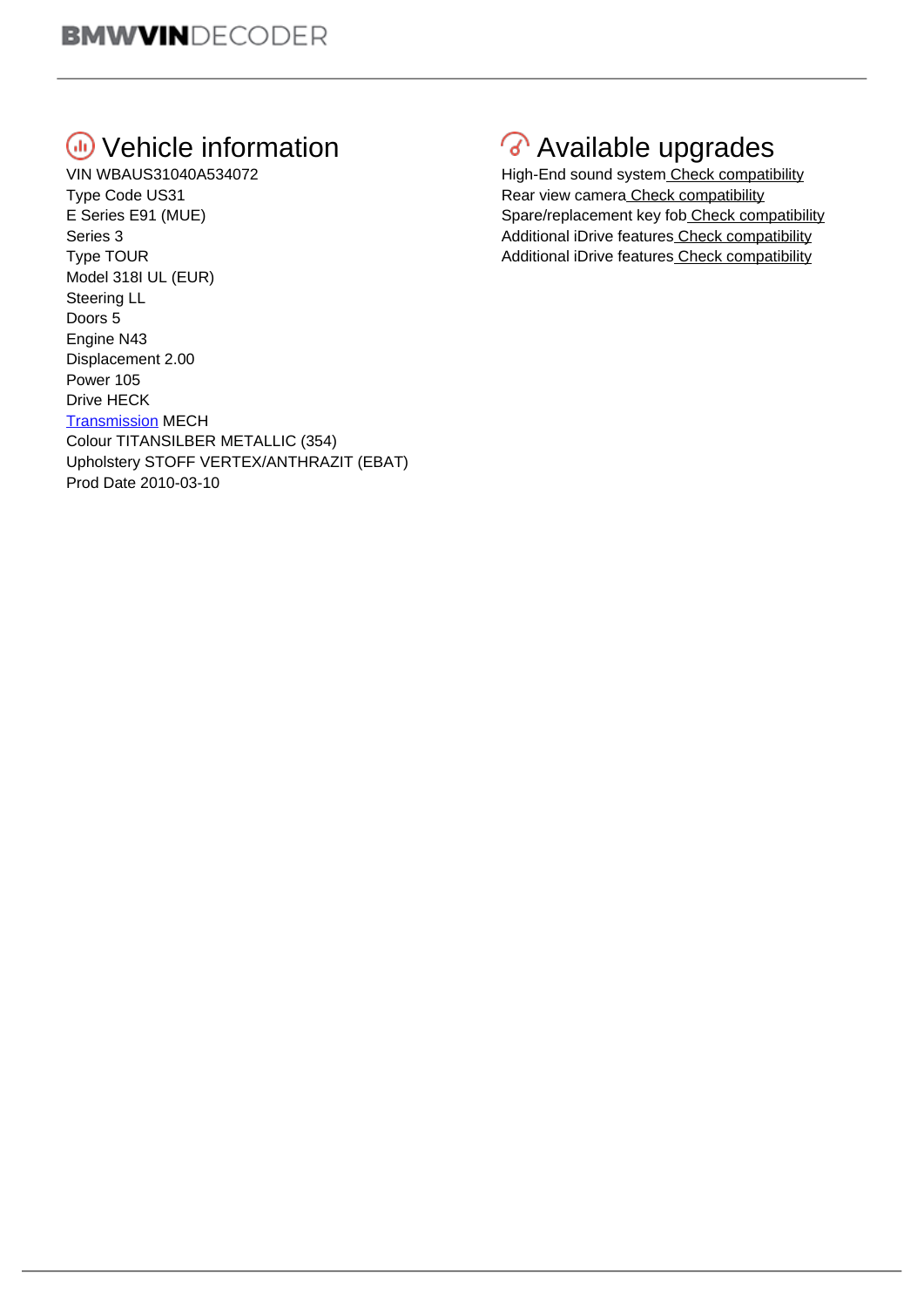BMWVINDECODER

# Vehicle information

VIN WBAUS31040A534072
Type Code US31
E Series E91 (MUE)
Series 3
Type TOUR
Model 318I UL (EUR)
Steering LL
Doors 5
Engine N43
Displacement 2.00
Power 105
Drive HECK
Transmission MECH
Colour TITANSILBER METALLIC (354)
Upholstery STOFF VERTEX/ANTHRAZIT (EBAT)
Prod Date 2010-03-10

# Available upgrades

High-End sound system Check compatibility
Rear view camera Check compatibility
Spare/replacement key fob Check compatibility
Additional iDrive features Check compatibility
Additional iDrive features Check compatibility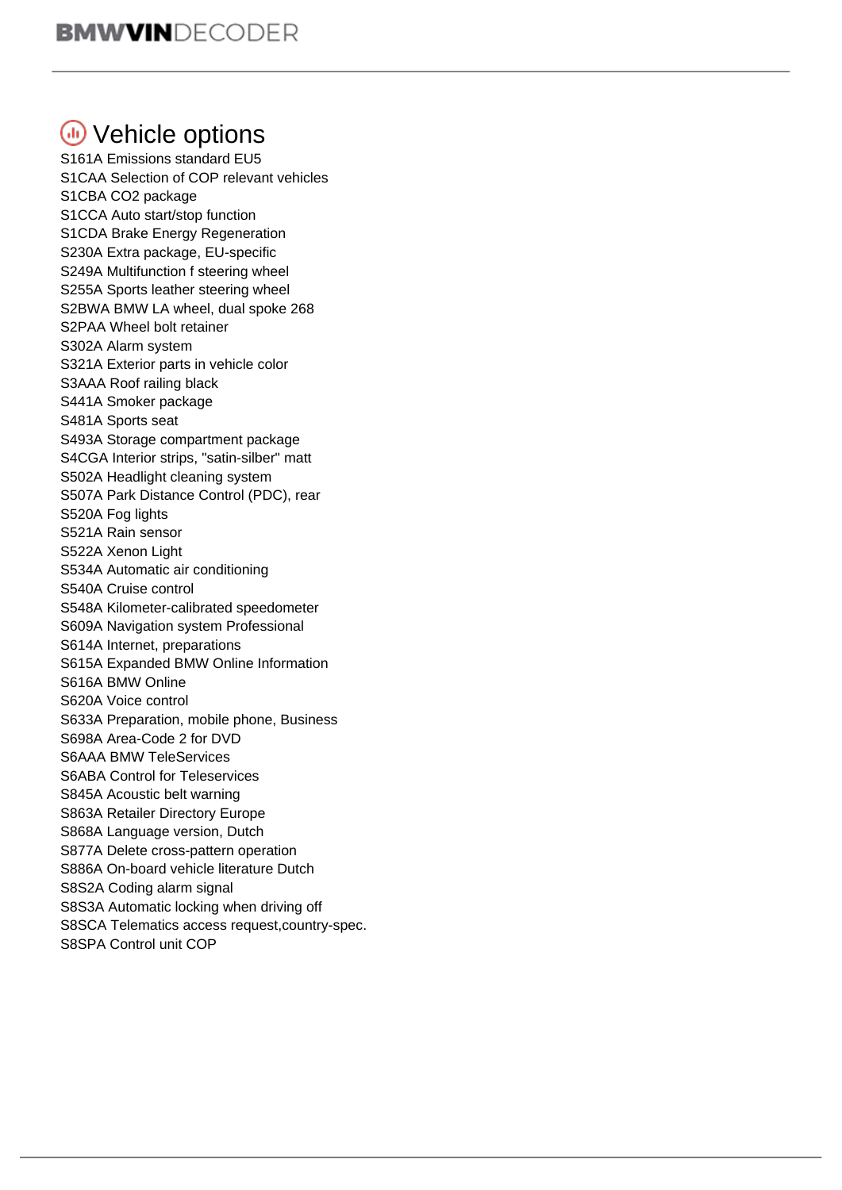## Vehicle options

S161A Emissions standard EU5
S1CAA Selection of COP relevant vehicles
S1CBA CO2 package
S1CCA Auto start/stop function
S1CDA Brake Energy Regeneration
S230A Extra package, EU-specific
S249A Multifunction f steering wheel
S255A Sports leather steering wheel
S2BWA BMW LA wheel, dual spoke 268
S2PAA Wheel bolt retainer
S302A Alarm system
S321A Exterior parts in vehicle color
S3AAA Roof railing black
S441A Smoker package
S481A Sports seat
S493A Storage compartment package
S4CGA Interior strips, "satin-silber" matt
S502A Headlight cleaning system
S507A Park Distance Control (PDC), rear
S520A Fog lights
S521A Rain sensor
S522A Xenon Light
S534A Automatic air conditioning
S540A Cruise control
S548A Kilometer-calibrated speedometer
S609A Navigation system Professional
S614A Internet, preparations
S615A Expanded BMW Online Information
S616A BMW Online
S620A Voice control
S633A Preparation, mobile phone, Business
S698A Area-Code 2 for DVD
S6AAA BMW TeleServices
S6ABA Control for Teleservices
S845A Acoustic belt warning
S863A Retailer Directory Europe
S868A Language version, Dutch
S877A Delete cross-pattern operation
S886A On-board vehicle literature Dutch
S8S2A Coding alarm signal
S8S3A Automatic locking when driving off
S8SCA Telematics access request,country-spec.
S8SPA Control unit COP